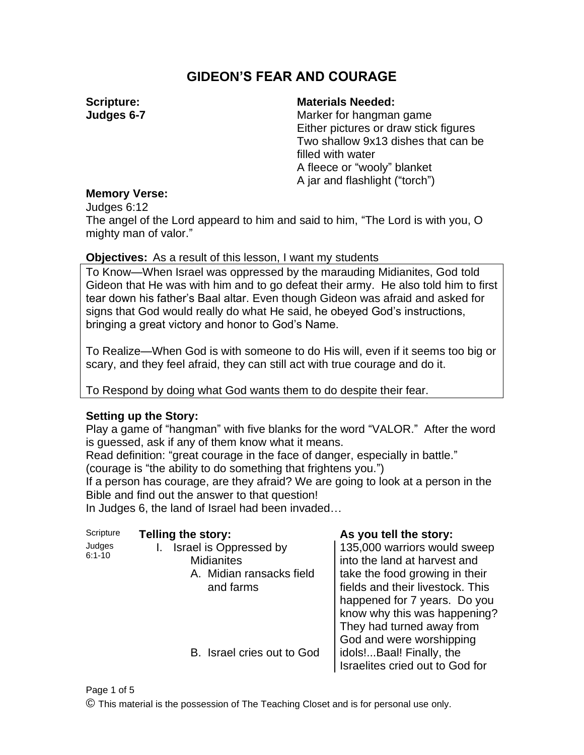# GIDEON'S FEAR AND COURAGE

**Scripture:**
**Judges 6-7**

**Materials Needed:**
Marker for hangman game
Either pictures or draw stick figures
Two shallow 9x13 dishes that can be filled with water
A fleece or "wooly" blanket
A jar and flashlight ("torch")

**Memory Verse:**
Judges 6:12
The angel of the Lord appeard to him and said to him, "The Lord is with you, O mighty man of valor."

**Objectives:** As a result of this lesson, I want my students

To Know—When Israel was oppressed by the marauding Midianites, God told Gideon that He was with him and to go defeat their army. He also told him to first tear down his father's Baal altar. Even though Gideon was afraid and asked for signs that God would really do what He said, he obeyed God's instructions, bringing a great victory and honor to God's Name.

To Realize—When God is with someone to do His will, even if it seems too big or scary, and they feel afraid, they can still act with true courage and do it.

To Respond by doing what God wants them to do despite their fear.

**Setting up the Story:**
Play a game of "hangman" with five blanks for the word "VALOR." After the word is guessed, ask if any of them know what it means.
Read definition: "great courage in the face of danger, especially in battle." (courage is "the ability to do something that frightens you.")
If a person has courage, are they afraid? We are going to look at a person in the Bible and find out the answer to that question!
In Judges 6, the land of Israel had been invaded…

| Scripture | Telling the story: | As you tell the story: |
| --- | --- | --- |
| Judges 6:1-10 | I. Israel is Oppressed by Midianites<br>A. Midian ransacks field and farms | 135,000 warriors would sweep into the land at harvest and take the food growing in their fields and their livestock. This happened for 7 years. Do you know why this was happening? They had turned away from God and were worshipping |
| | B. Israel cries out to God | idols!...Baal! Finally, the Israelites cried out to God for |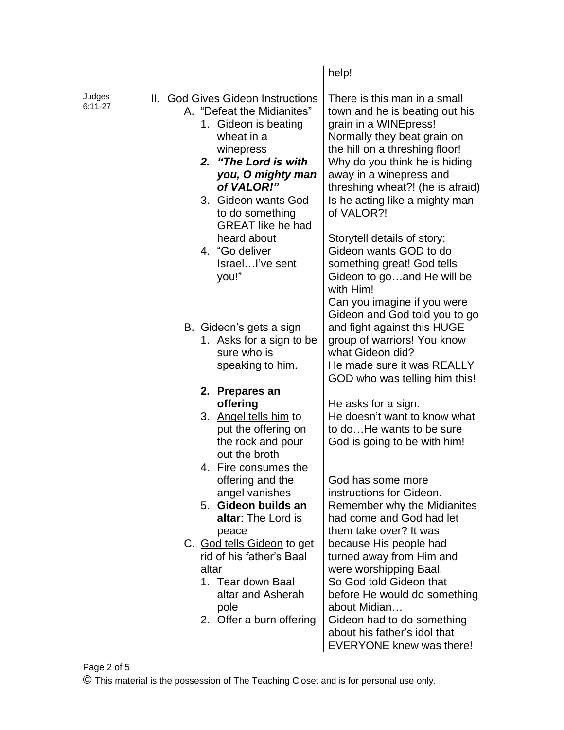help!

| | | |
|---|---|---|
| Judges 6:11-27 | II. God Gives Gideon Instructions<br>A. "Defeat the Midianites"<br>1. Gideon is beating wheat in a winepress<br>***2. "The Lord is with you, O mighty man of VALOR!"***<br>3. Gideon wants God to do something GREAT like he had heard about<br>4. "Go deliver Israel…I've sent you!" | There is this man in a small town and he is beating out his grain in a WINEpress! Normally they beat grain on the hill on a threshing floor! Why do you think he is hiding away in a winepress and threshing wheat?! (he is afraid) Is he acting like a mighty man of VALOR?!<br><br>Storytell details of story: Gideon wants GOD to do something great! God tells Gideon to go…and He will be with Him!<br>Can you imagine if you were Gideon and God told you to go and fight against this HUGE group of warriors! You know what Gideon did?<br>He made sure it was REALLY GOD who was telling him this! |
| | B. Gideon's gets a sign<br>1. Asks for a sign to be sure who is speaking to him.<br>**2. Prepares an offering**<br>3. <u>Angel tells him</u> to put the offering on the rock and pour out the broth<br>4. Fire consumes the offering and the angel vanishes<br>5. **Gideon builds an altar**: The Lord is peace | He asks for a sign.<br>He doesn't want to know what to do…He wants to be sure God is going to be with him! |
| | C. <u>God tells Gideon</u> to get rid of his father's Baal altar<br>1. Tear down Baal altar and Asherah pole<br>2. Offer a burn offering | God has some more instructions for Gideon. Remember why the Midianites had come and God had let them take over? It was because His people had turned away from Him and were worshipping Baal.<br>So God told Gideon that before He would do something about Midian…<br>Gideon had to do something about his father's idol that EVERYONE knew was there! |

© This material is the possession of The Teaching Closet and is for personal use only.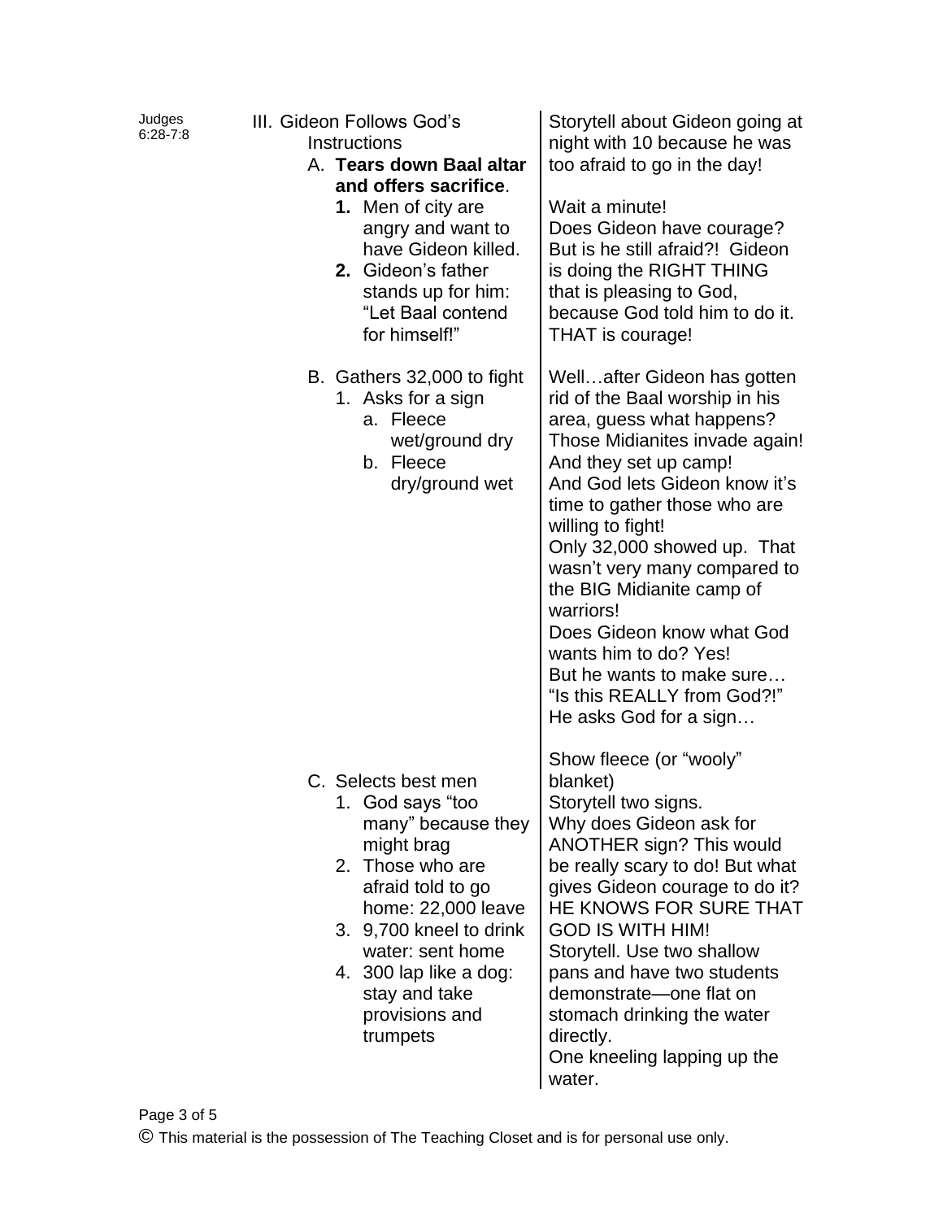| Judges 6:28-7:8 | III. Gideon Follows God's Instructions | |
|---|---|---|
| | A. **Tears down Baal altar and offers sacrifice**.<br>**1.** Men of city are angry and want to have Gideon killed.<br>**2.** Gideon's father stands up for him: "Let Baal contend for himself!" | Storytell about Gideon going at night with 10 because he was too afraid to go in the day!<br><br>Wait a minute!<br>Does Gideon have courage? But is he still afraid?! Gideon is doing the RIGHT THING that is pleasing to God, because God told him to do it. THAT is courage! |
| | B. Gathers 32,000 to fight<br>1. Asks for a sign<br>a. Fleece wet/ground dry<br>b. Fleece dry/ground wet | Well…after Gideon has gotten rid of the Baal worship in his area, guess what happens? Those Midianites invade again! And they set up camp!<br>And God lets Gideon know it's time to gather those who are willing to fight!<br>Only 32,000 showed up. That wasn't very many compared to the BIG Midianite camp of warriors!<br>Does Gideon know what God wants him to do? Yes!<br>But he wants to make sure… "Is this REALLY from God?!"<br>He asks God for a sign…<br><br>Show fleece (or "wooly" blanket)<br>Storytell two signs.<br>Why does Gideon ask for ANOTHER sign? This would be really scary to do! But what gives Gideon courage to do it? HE KNOWS FOR SURE THAT GOD IS WITH HIM! |
| | C. Selects best men<br>1. God says "too many" because they might brag<br>2. Those who are afraid told to go home: 22,000 leave<br>3. 9,700 kneel to drink water: sent home<br>4. 300 lap like a dog: stay and take provisions and trumpets | Storytell. Use two shallow pans and have two students demonstrate—one flat on stomach drinking the water directly.<br>One kneeling lapping up the water. |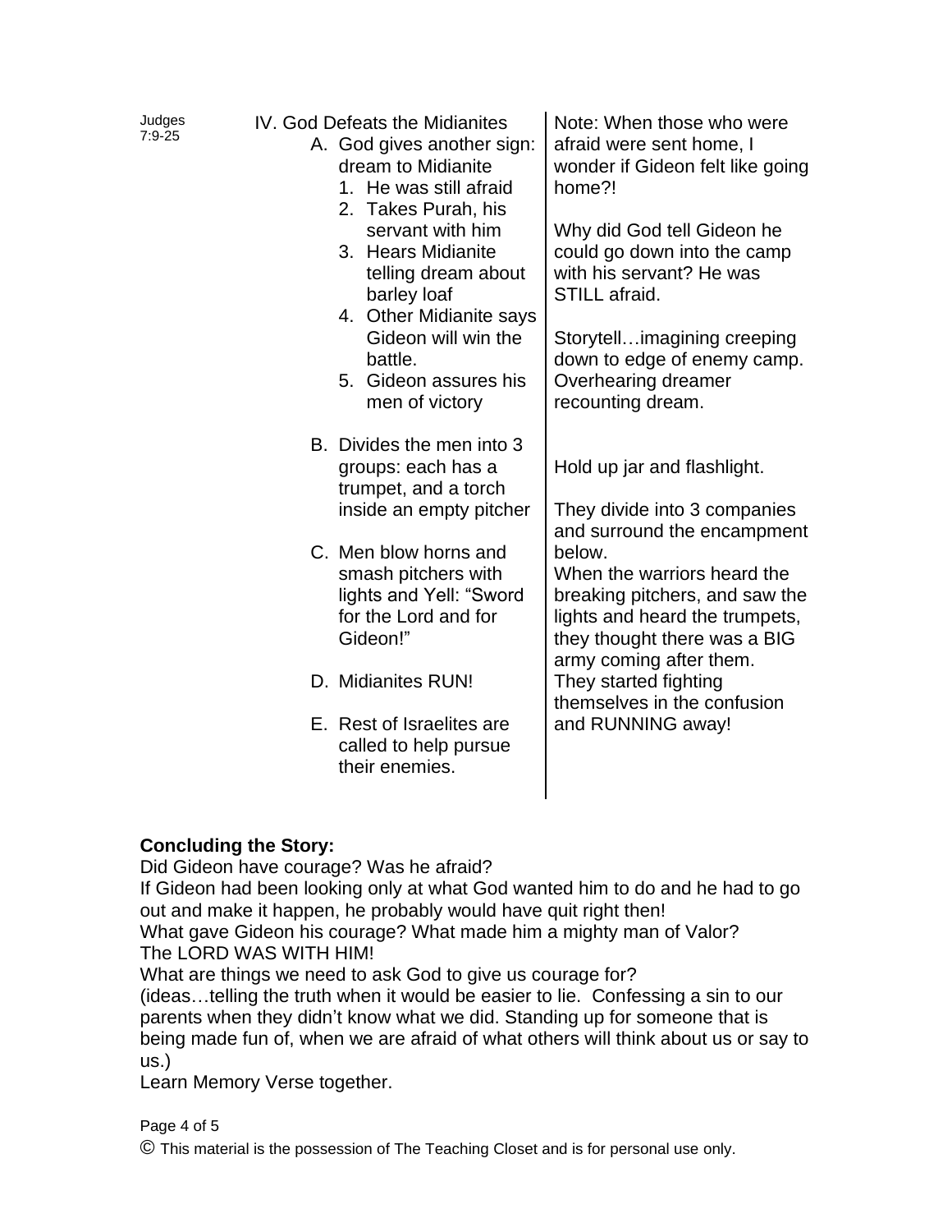| | | |
|---|---|---|
| Judges 7:9-25 | IV. God Defeats the Midianites<br>A. God gives another sign: dream to Midianite<br>1. He was still afraid<br>2. Takes Purah, his servant with him<br>3. Hears Midianite telling dream about barley loaf<br>4. Other Midianite says Gideon will win the battle.<br>5. Gideon assures his men of victory | Note: When those who were afraid were sent home, I wonder if Gideon felt like going home?!<br><br>Why did God tell Gideon he could go down into the camp with his servant? He was STILL afraid.<br><br>Storytell…imagining creeping down to edge of enemy camp. Overhearing dreamer recounting dream. |
| | B. Divides the men into 3 groups: each has a trumpet, and a torch inside an empty pitcher | Hold up jar and flashlight.<br><br>They divide into 3 companies and surround the encampment below. |
| | C. Men blow horns and smash pitchers with lights and Yell: "Sword for the Lord and for Gideon!" | When the warriors heard the breaking pitchers, and saw the lights and heard the trumpets, they thought there was a BIG army coming after them. |
| | D. Midianites RUN! | They started fighting themselves in the confusion and RUNNING away! |
| | E. Rest of Israelites are called to help pursue their enemies. | |

**Concluding the Story:**

Did Gideon have courage? Was he afraid?

If Gideon had been looking only at what God wanted him to do and he had to go out and make it happen, he probably would have quit right then!

What gave Gideon his courage? What made him a mighty man of Valor?

The LORD WAS WITH HIM!

What are things we need to ask God to give us courage for?

(ideas…telling the truth when it would be easier to lie. Confessing a sin to our parents when they didn't know what we did. Standing up for someone that is being made fun of, when we are afraid of what others will think about us or say to us.)

Learn Memory Verse together.

© This material is the possession of The Teaching Closet and is for personal use only.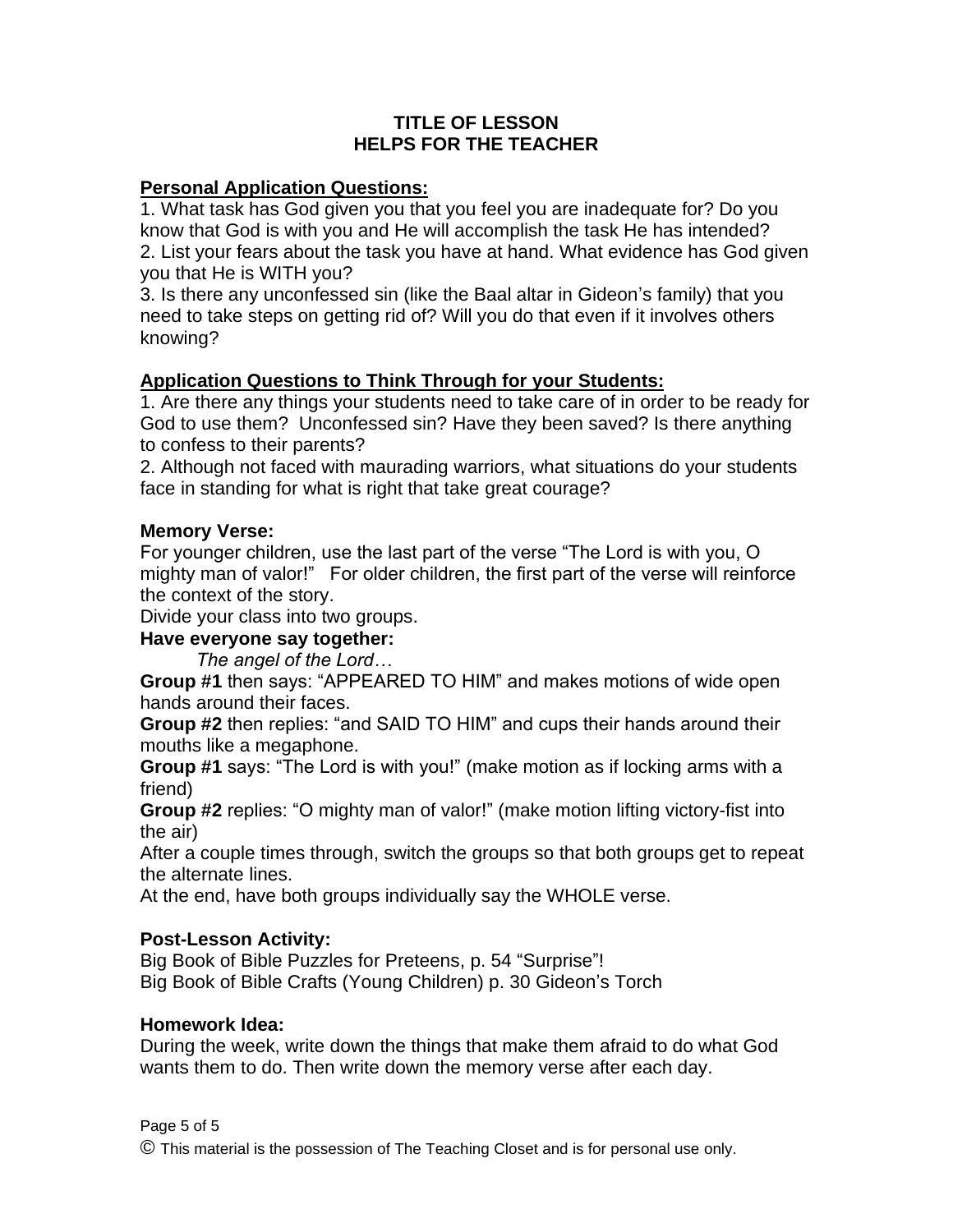# TITLE OF LESSON
# HELPS FOR THE TEACHER

**Personal Application Questions:**

1. What task has God given you that you feel you are inadequate for? Do you know that God is with you and He will accomplish the task He has intended?
2. List your fears about the task you have at hand. What evidence has God given you that He is WITH you?
3. Is there any unconfessed sin (like the Baal altar in Gideon's family) that you need to take steps on getting rid of? Will you do that even if it involves others knowing?

**Application Questions to Think Through for your Students:**

1. Are there any things your students need to take care of in order to be ready for God to use them? Unconfessed sin? Have they been saved? Is there anything to confess to their parents?
2. Although not faced with maurading warriors, what situations do your students face in standing for what is right that take great courage?

**Memory Verse:**

For younger children, use the last part of the verse "The Lord is with you, O mighty man of valor!" For older children, the first part of the verse will reinforce the context of the story.

Divide your class into two groups.

**Have everyone say together:**

*The angel of the Lord…*

**Group #1** then says: "APPEARED TO HIM" and makes motions of wide open hands around their faces.

**Group #2** then replies: "and SAID TO HIM" and cups their hands around their mouths like a megaphone.

**Group #1** says: "The Lord is with you!" (make motion as if locking arms with a friend)

**Group #2** replies: "O mighty man of valor!" (make motion lifting victory-fist into the air)

After a couple times through, switch the groups so that both groups get to repeat the alternate lines.

At the end, have both groups individually say the WHOLE verse.

**Post-Lesson Activity:**

Big Book of Bible Puzzles for Preteens, p. 54 "Surprise"!

Big Book of Bible Crafts (Young Children) p. 30 Gideon's Torch

**Homework Idea:**

During the week, write down the things that make them afraid to do what God wants them to do. Then write down the memory verse after each day.

© This material is the possession of The Teaching Closet and is for personal use only.